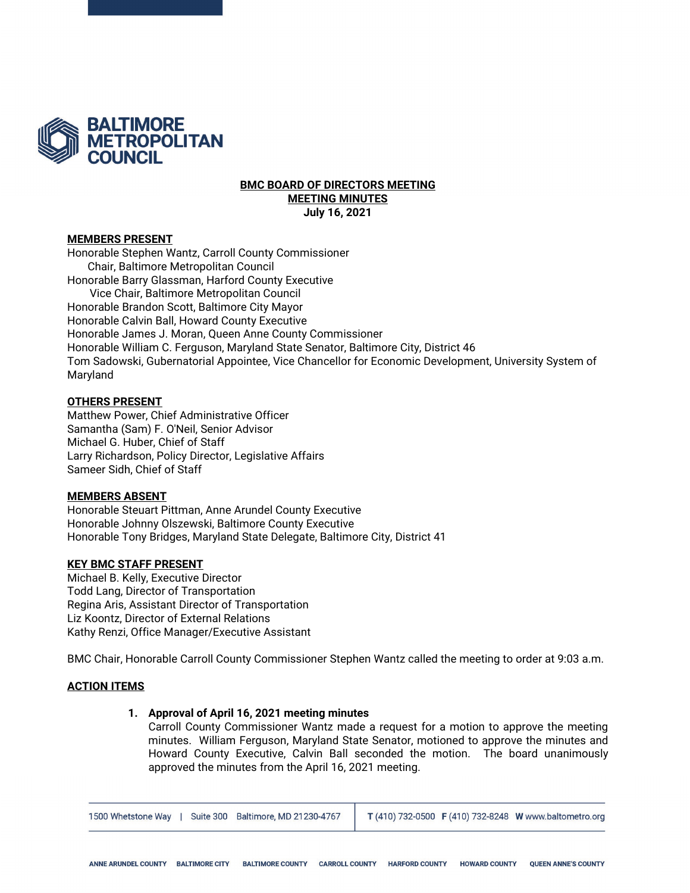**BALTIMORE METROPOLITAN COUNCIL**

# BMC BOARD OF DIRECTORS MEETING
## MEETING MINUTES
**July 16, 2021**

**MEMBERS PRESENT**

Honorable Stephen Wantz, Carroll County Commissioner
 Chair, Baltimore Metropolitan Council
Honorable Barry Glassman, Harford County Executive
 Vice Chair, Baltimore Metropolitan Council
Honorable Brandon Scott, Baltimore City Mayor
Honorable Calvin Ball, Howard County Executive
Honorable James J. Moran, Queen Anne County Commissioner
Honorable William C. Ferguson, Maryland State Senator, Baltimore City, District 46
Tom Sadowski, Gubernatorial Appointee, Vice Chancellor for Economic Development, University System of Maryland

**OTHERS PRESENT**

Matthew Power, Chief Administrative Officer
Samantha (Sam) F. O'Neil, Senior Advisor
Michael G. Huber, Chief of Staff
Larry Richardson, Policy Director, Legislative Affairs
Sameer Sidh, Chief of Staff

**MEMBERS ABSENT**

Honorable Steuart Pittman, Anne Arundel County Executive
Honorable Johnny Olszewski, Baltimore County Executive
Honorable Tony Bridges, Maryland State Delegate, Baltimore City, District 41

**KEY BMC STAFF PRESENT**

Michael B. Kelly, Executive Director
Todd Lang, Director of Transportation
Regina Aris, Assistant Director of Transportation
Liz Koontz, Director of External Relations
Kathy Renzi, Office Manager/Executive Assistant

BMC Chair, Honorable Carroll County Commissioner Stephen Wantz called the meeting to order at 9:03 a.m.

**ACTION ITEMS**

1. **Approval of April 16, 2021 meeting minutes**
   Carroll County Commissioner Wantz made a request for a motion to approve the meeting minutes. William Ferguson, Maryland State Senator, motioned to approve the minutes and Howard County Executive, Calvin Ball seconded the motion. The board unanimously approved the minutes from the April 16, 2021 meeting.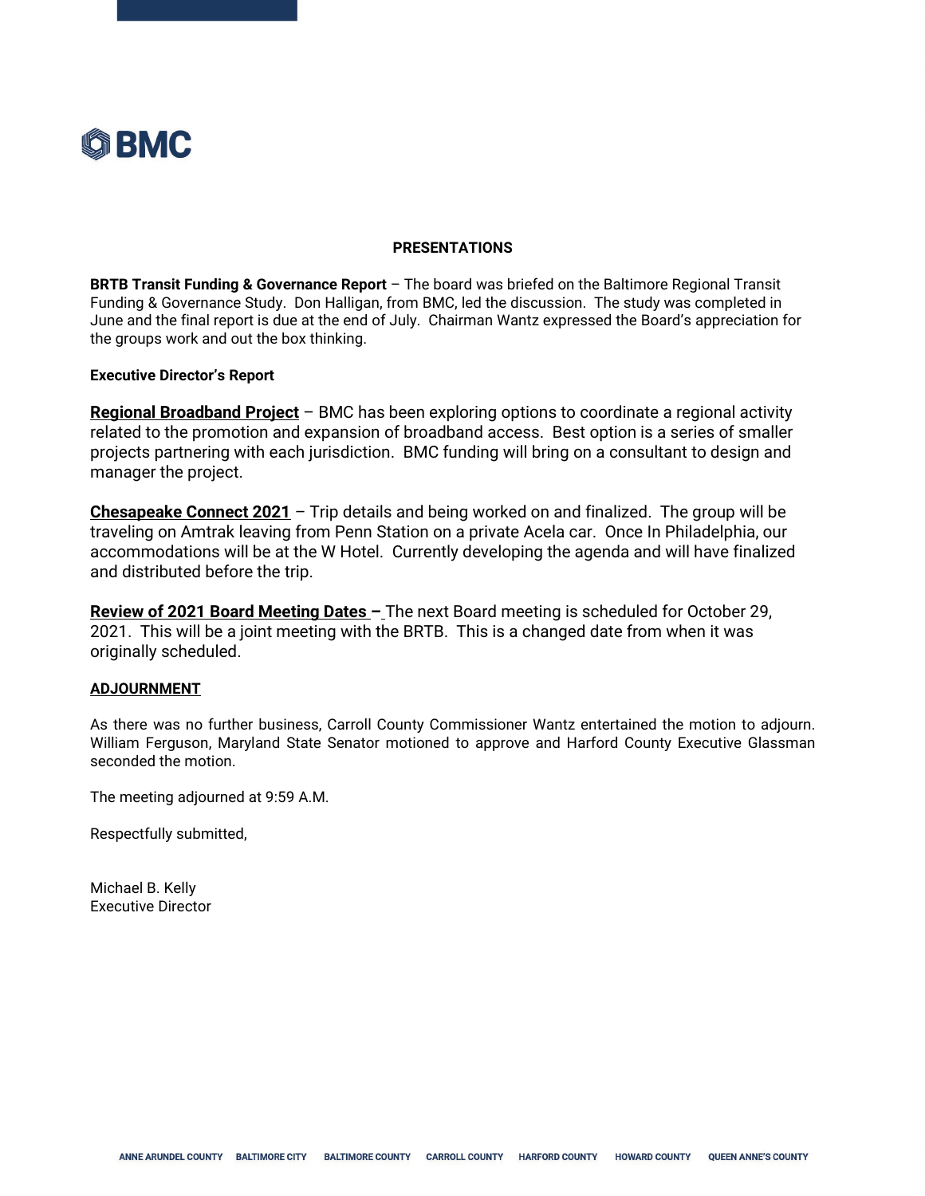**PRESENTATIONS**

**BRTB Transit Funding & Governance Report** – The board was briefed on the Baltimore Regional Transit Funding & Governance Study. Don Halligan, from BMC, led the discussion. The study was completed in June and the final report is due at the end of July. Chairman Wantz expressed the Board's appreciation for the groups work and out the box thinking.

**Executive Director's Report**

**Regional Broadband Project** – BMC has been exploring options to coordinate a regional activity related to the promotion and expansion of broadband access. Best option is a series of smaller projects partnering with each jurisdiction. BMC funding will bring on a consultant to design and manager the project.

**Chesapeake Connect 2021** – Trip details and being worked on and finalized. The group will be traveling on Amtrak leaving from Penn Station on a private Acela car. Once In Philadelphia, our accommodations will be at the W Hotel. Currently developing the agenda and will have finalized and distributed before the trip.

**Review of 2021 Board Meeting Dates –** The next Board meeting is scheduled for October 29, 2021. This will be a joint meeting with the BRTB. This is a changed date from when it was originally scheduled.

**ADJOURNMENT**

As there was no further business, Carroll County Commissioner Wantz entertained the motion to adjourn. William Ferguson, Maryland State Senator motioned to approve and Harford County Executive Glassman seconded the motion.

The meeting adjourned at 9:59 A.M.

Respectfully submitted,

Michael B. Kelly
Executive Director